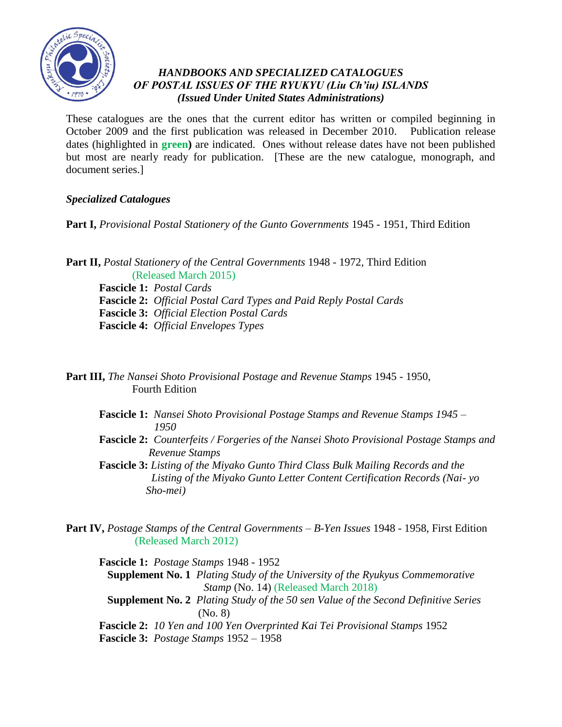# *HANDBOOKS AND SPECIALIZED CATALOGUES OF POSTAL ISSUES OF THE RYUKYU (Liu Ch'iu) ISLANDS (Issued Under United States Administrations)*

These catalogues are the ones that the current editor has written or compiled beginning in October 2009 and the first publication was released in December 2010. Publication release dates (highlighted in **green**) are indicated. Ones without release dates have not been published but most are nearly ready for publication. [These are the new catalogue, monograph, and document series.]

## *Specialized Catalogues*

**Part I,** *Provisional Postal Stationery of the Gunto Governments* 1945 - 1951, Third Edition

**Part II,** *Postal Stationery of the Central Governments* 1948 - 1972, Third Edition (Released March 2015)

- **Fascicle 1:** *Postal Cards*
- **Fascicle 2:** *Official Postal Card Types and Paid Reply Postal Cards*
- **Fascicle 3:** *Official Election Postal Cards*
- **Fascicle 4:** *Official Envelopes Types*

**Part III,** *The Nansei Shoto Provisional Postage and Revenue Stamps* 1945 - 1950, Fourth Edition

- **Fascicle 1:** *Nansei Shoto Provisional Postage Stamps and Revenue Stamps 1945 – 1950*
- **Fascicle 2:** *Counterfeits / Forgeries of the Nansei Shoto Provisional Postage Stamps and Revenue Stamps*
- **Fascicle 3:** *Listing of the Miyako Gunto Third Class Bulk Mailing Records and the Listing of the Miyako Gunto Letter Content Certification Records (Nai- yo Sho-mei)*

**Part IV,** *Postage Stamps of the Central Governments – B-Yen Issues* 1948 - 1958, First Edition (Released March 2012)

- **Fascicle 1:** *Postage Stamps* 1948 - 1952
  - **Supplement No. 1** *Plating Study of the University of the Ryukyus Commemorative Stamp* (No. 14) (Released March 2018)
  - **Supplement No. 2** *Plating Study of the 50 sen Value of the Second Definitive Series* (No. 8)
- **Fascicle 2:** *10 Yen and 100 Yen Overprinted Kai Tei Provisional Stamps* 1952
- **Fascicle 3:** *Postage Stamps* 1952 – 1958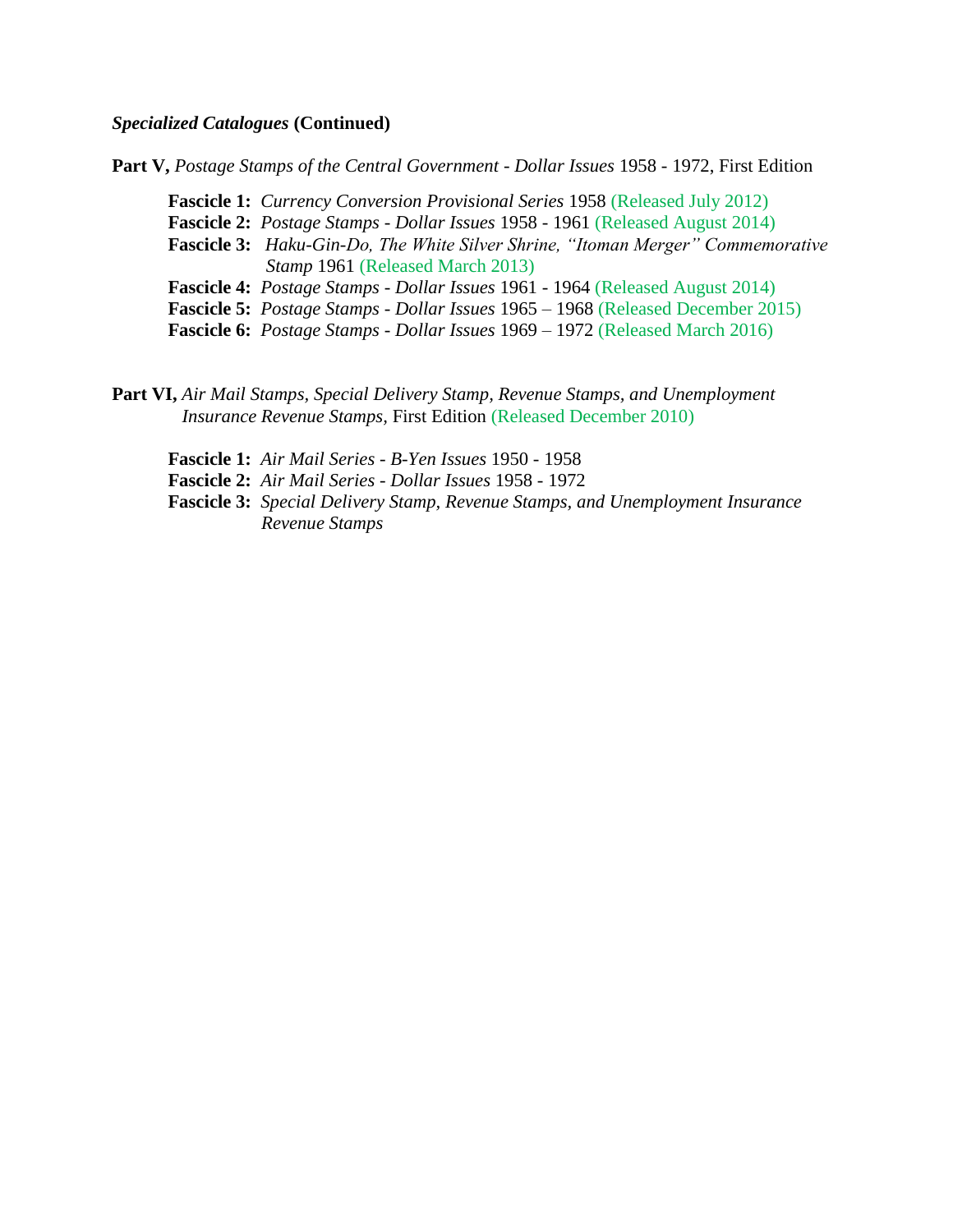***Specialized Catalogues* (Continued)**

**Part V,** *Postage Stamps of the Central Government - Dollar Issues* 1958 - 1972, First Edition

- **Fascicle 1:** *Currency Conversion Provisional Series* 1958 (Released July 2012)
- **Fascicle 2:** *Postage Stamps - Dollar Issues* 1958 - 1961 (Released August 2014)
- **Fascicle 3:** *Haku-Gin-Do, The White Silver Shrine, "Itoman Merger" Commemorative Stamp* 1961 (Released March 2013)
- **Fascicle 4:** *Postage Stamps - Dollar Issues* 1961 - 1964 (Released August 2014)
- **Fascicle 5:** *Postage Stamps - Dollar Issues* 1965 – 1968 (Released December 2015)
- **Fascicle 6:** *Postage Stamps - Dollar Issues* 1969 – 1972 (Released March 2016)

**Part VI,** *Air Mail Stamps, Special Delivery Stamp, Revenue Stamps, and Unemployment Insurance Revenue Stamps,* First Edition (Released December 2010)

- **Fascicle 1:** *Air Mail Series - B-Yen Issues* 1950 - 1958
- **Fascicle 2:** *Air Mail Series - Dollar Issues* 1958 - 1972
- **Fascicle 3:** *Special Delivery Stamp, Revenue Stamps, and Unemployment Insurance Revenue Stamps*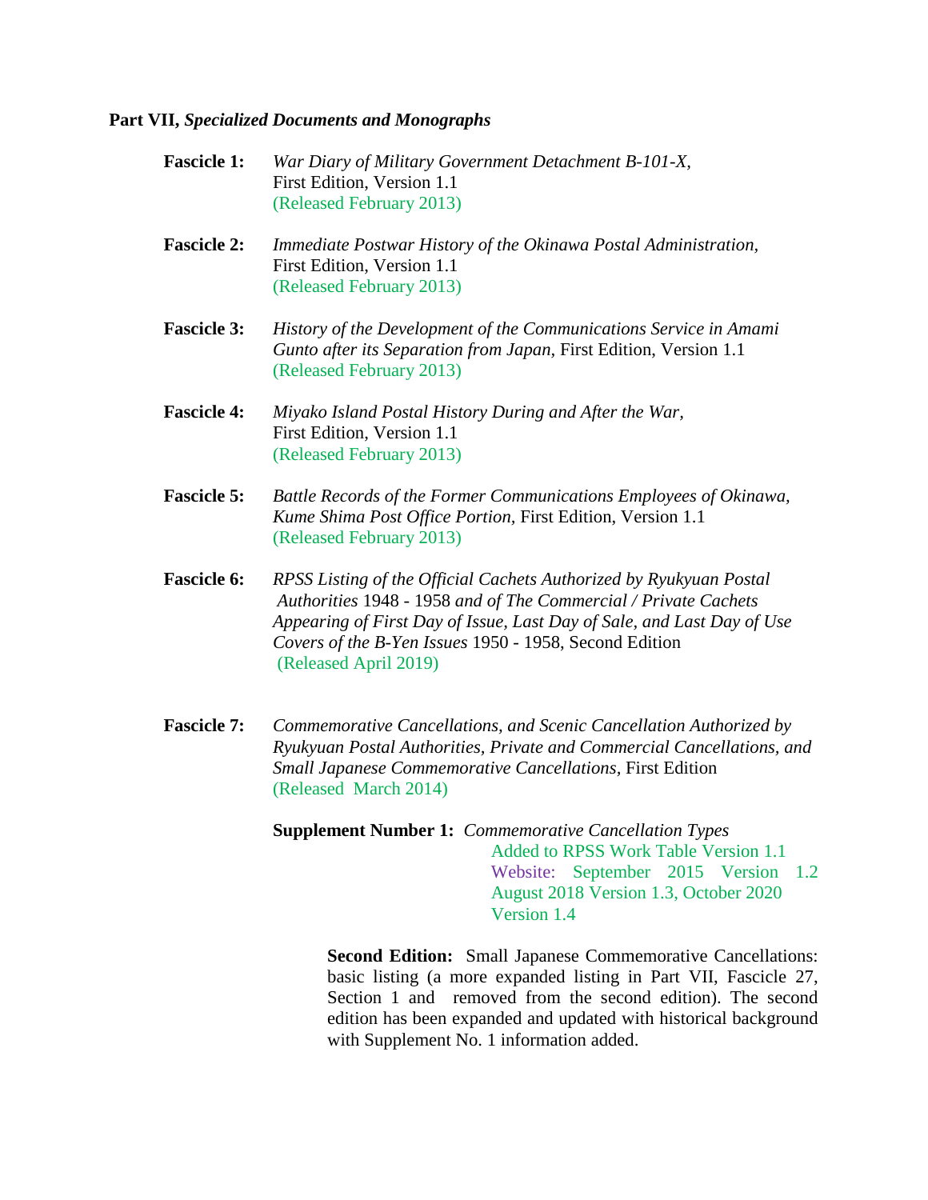**Part VII, *Specialized Documents and Monographs***

**Fascicle 1:** *War Diary of Military Government Detachment B-101-X,* First Edition, Version 1.1
(Released February 2013)

**Fascicle 2:** *Immediate Postwar History of the Okinawa Postal Administration,* First Edition, Version 1.1
(Released February 2013)

**Fascicle 3:** *History of the Development of the Communications Service in Amami Gunto after its Separation from Japan,* First Edition, Version 1.1
(Released February 2013)

**Fascicle 4:** *Miyako Island Postal History During and After the War,* First Edition, Version 1.1
(Released February 2013)

**Fascicle 5:** *Battle Records of the Former Communications Employees of Okinawa, Kume Shima Post Office Portion,* First Edition, Version 1.1
(Released February 2013)

**Fascicle 6:** *RPSS Listing of the Official Cachets Authorized by Ryukyuan Postal Authorities* 1948 - 1958 *and of The Commercial / Private Cachets Appearing of First Day of Issue, Last Day of Sale, and Last Day of Use Covers of the B-Yen Issues* 1950 - 1958, Second Edition
(Released April 2019)

**Fascicle 7:** *Commemorative Cancellations, and Scenic Cancellation Authorized by Ryukyuan Postal Authorities, Private and Commercial Cancellations, and Small Japanese Commemorative Cancellations,* First Edition
(Released March 2014)

**Supplement Number 1:** *Commemorative Cancellation Types*
Added to RPSS Work Table Version 1.1
Website: September 2015 Version 1.2
August 2018 Version 1.3, October 2020
Version 1.4

**Second Edition:** Small Japanese Commemorative Cancellations: basic listing (a more expanded listing in Part VII, Fascicle 27, Section 1 and removed from the second edition). The second edition has been expanded and updated with historical background with Supplement No. 1 information added.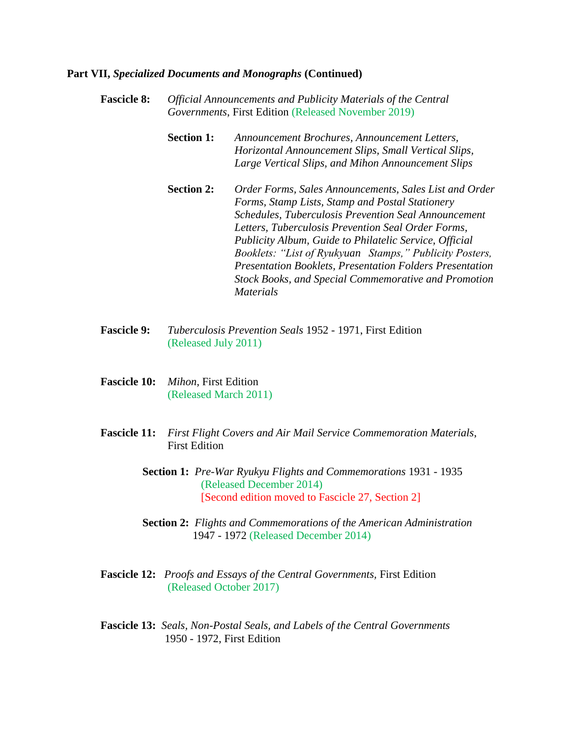**Part VII, *Specialized Documents and Monographs* (Continued)**

**Fascicle 8:** *Official Announcements and Publicity Materials of the Central Governments*, First Edition (Released November 2019)

**Section 1:** *Announcement Brochures, Announcement Letters, Horizontal Announcement Slips, Small Vertical Slips, Large Vertical Slips, and Mihon Announcement Slips*

**Section 2:** *Order Forms, Sales Announcements, Sales List and Order Forms, Stamp Lists, Stamp and Postal Stationery Schedules, Tuberculosis Prevention Seal Announcement Letters, Tuberculosis Prevention Seal Order Forms, Publicity Album, Guide to Philatelic Service, Official Booklets: "List of Ryukyuan Stamps," Publicity Posters, Presentation Booklets, Presentation Folders Presentation Stock Books, and Special Commemorative and Promotion Materials*

**Fascicle 9:** *Tuberculosis Prevention Seals* 1952 - 1971, First Edition (Released July 2011)

**Fascicle 10:** *Mihon*, First Edition (Released March 2011)

**Fascicle 11:** *First Flight Covers and Air Mail Service Commemoration Materials*, First Edition

**Section 1:** *Pre-War Ryukyu Flights and Commemorations* 1931 - 1935 (Released December 2014) [Second edition moved to Fascicle 27, Section 2]

**Section 2:** *Flights and Commemorations of the American Administration* 1947 - 1972 (Released December 2014)

**Fascicle 12:** *Proofs and Essays of the Central Governments,* First Edition (Released October 2017)

**Fascicle 13:** *Seals, Non-Postal Seals, and Labels of the Central Governments* 1950 - 1972, First Edition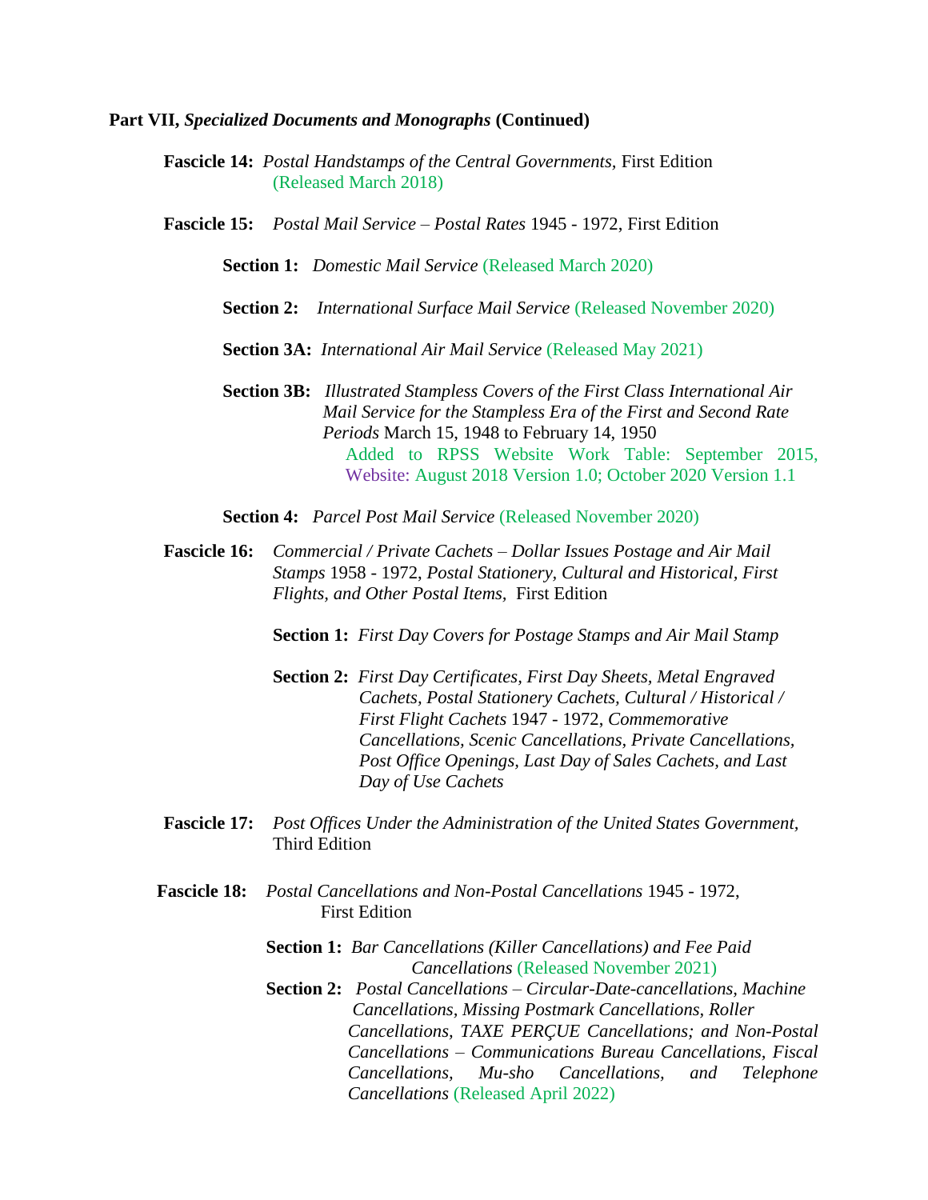**Part VII, *Specialized Documents and Monographs* (Continued)**

**Fascicle 14:** *Postal Handstamps of the Central Governments,* First Edition (Released March 2018)

**Fascicle 15:** *Postal Mail Service – Postal Rates* 1945 - 1972, First Edition

- **Section 1:** *Domestic Mail Service* (Released March 2020)
- **Section 2:** *International Surface Mail Service* (Released November 2020)
- **Section 3A:** *International Air Mail Service* (Released May 2021)
- **Section 3B:** *Illustrated Stampless Covers of the First Class International Air Mail Service for the Stampless Era of the First and Second Rate Periods* March 15, 1948 to February 14, 1950
  Added to RPSS Website Work Table: September 2015, Website: August 2018 Version 1.0; October 2020 Version 1.1
- **Section 4:** *Parcel Post Mail Service* (Released November 2020)

**Fascicle 16:** *Commercial / Private Cachets – Dollar Issues Postage and Air Mail Stamps* 1958 - 1972, *Postal Stationery, Cultural and Historical, First Flights, and Other Postal Items,* First Edition

- **Section 1:** *First Day Covers for Postage Stamps and Air Mail Stamp*
- **Section 2:** *First Day Certificates, First Day Sheets, Metal Engraved Cachets, Postal Stationery Cachets, Cultural / Historical / First Flight Cachets* 1947 - 1972, *Commemorative Cancellations, Scenic Cancellations, Private Cancellations, Post Office Openings, Last Day of Sales Cachets, and Last Day of Use Cachets*

**Fascicle 17:** *Post Offices Under the Administration of the United States Government,* Third Edition

**Fascicle 18:** *Postal Cancellations and Non-Postal Cancellations* 1945 - 1972, First Edition

- **Section 1:** *Bar Cancellations (Killer Cancellations) and Fee Paid Cancellations* (Released November 2021)
- **Section 2:** *Postal Cancellations – Circular-Date-cancellations, Machine Cancellations, Missing Postmark Cancellations, Roller Cancellations, TAXE PERÇUE Cancellations; and Non-Postal Cancellations – Communications Bureau Cancellations, Fiscal Cancellations, Mu-sho Cancellations, and Telephone Cancellations* (Released April 2022)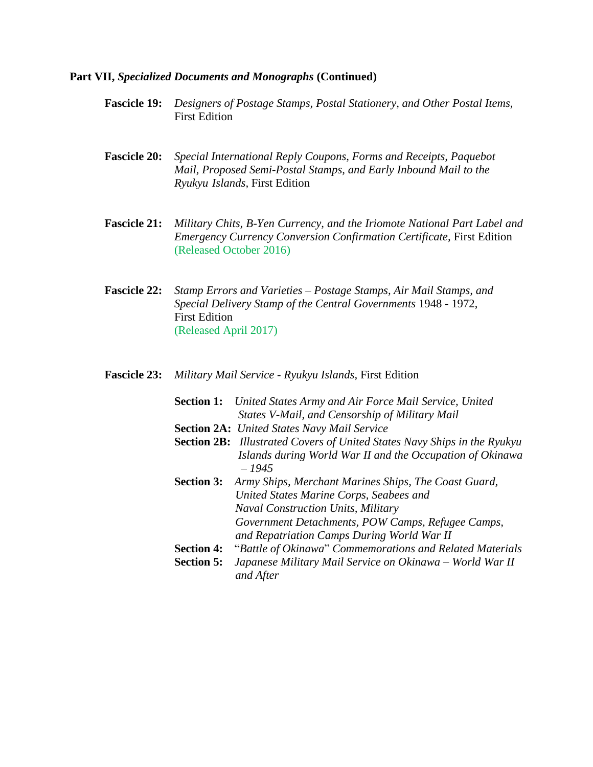**Part VII, *Specialized Documents and Monographs* (Continued)**

**Fascicle 19:** *Designers of Postage Stamps, Postal Stationery, and Other Postal Items,* First Edition

**Fascicle 20:** *Special International Reply Coupons, Forms and Receipts, Paquebot Mail, Proposed Semi-Postal Stamps, and Early Inbound Mail to the Ryukyu Islands,* First Edition

**Fascicle 21:** *Military Chits, B-Yen Currency, and the Iriomote National Part Label and Emergency Currency Conversion Confirmation Certificate,* First Edition
(Released October 2016)

**Fascicle 22:** *Stamp Errors and Varieties – Postage Stamps, Air Mail Stamps, and Special Delivery Stamp of the Central Governments* 1948 - 1972, First Edition
(Released April 2017)

**Fascicle 23:** *Military Mail Service - Ryukyu Islands,* First Edition

- **Section 1:** *United States Army and Air Force Mail Service, United States V-Mail, and Censorship of Military Mail*
- **Section 2A:** *United States Navy Mail Service*
- **Section 2B:** *Illustrated Covers of United States Navy Ships in the Ryukyu Islands during World War II and the Occupation of Okinawa – 1945*
- **Section 3:** *Army Ships, Merchant Marines Ships, The Coast Guard, United States Marine Corps, Seabees and Naval Construction Units, Military Government Detachments, POW Camps, Refugee Camps, and Repatriation Camps During World War II*
- **Section 4:** "*Battle of Okinawa*" *Commemorations and Related Materials*
- **Section 5:** *Japanese Military Mail Service on Okinawa – World War II and After*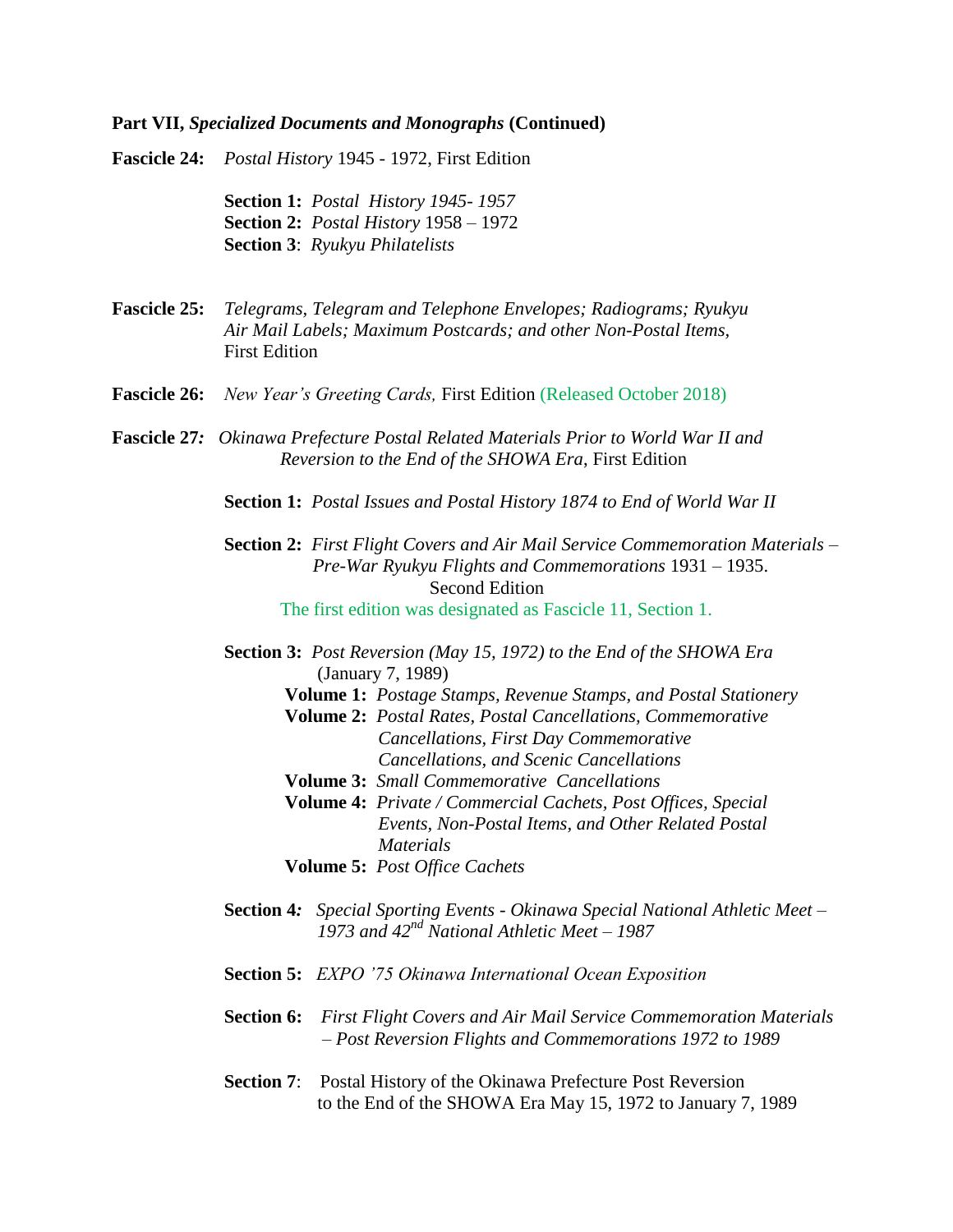**Part VII, *Specialized Documents and Monographs* (Continued)**

**Fascicle 24:** *Postal History* 1945 - 1972, First Edition

**Section 1:** *Postal History 1945- 1957*
**Section 2:** *Postal History* 1958 – 1972
**Section 3**: *Ryukyu Philatelists*

**Fascicle 25:** *Telegrams, Telegram and Telephone Envelopes; Radiograms; Ryukyu Air Mail Labels; Maximum Postcards; and other Non-Postal Items,* First Edition

**Fascicle 26:** *New Year's Greeting Cards,* First Edition (Released October 2018)

**Fascicle 27***:* *Okinawa Prefecture Postal Related Materials Prior to World War II and Reversion to the End of the SHOWA Era*, First Edition

**Section 1:** *Postal Issues and Postal History 1874 to End of World War II*

**Section 2:** *First Flight Covers and Air Mail Service Commemoration Materials – Pre-War Ryukyu Flights and Commemorations* 1931 – 1935. Second Edition
The first edition was designated as Fascicle 11, Section 1.

**Section 3:** *Post Reversion (May 15, 1972) to the End of the SHOWA Era* (January 7, 1989)

- **Volume 1:** *Postage Stamps, Revenue Stamps, and Postal Stationery*
- **Volume 2:** *Postal Rates, Postal Cancellations, Commemorative Cancellations, First Day Commemorative Cancellations, and Scenic Cancellations*
- **Volume 3:** *Small Commemorative Cancellations*
- **Volume 4:** *Private / Commercial Cachets, Post Offices, Special Events, Non-Postal Items, and Other Related Postal Materials*
- **Volume 5:** *Post Office Cachets*

**Section 4***:* *Special Sporting Events - Okinawa Special National Athletic Meet – 1973 and 42nd National Athletic Meet – 1987*

**Section 5:** *EXPO '75 Okinawa International Ocean Exposition*

**Section 6:** *First Flight Covers and Air Mail Service Commemoration Materials – Post Reversion Flights and Commemorations 1972 to 1989*

**Section 7**: Postal History of the Okinawa Prefecture Post Reversion to the End of the SHOWA Era May 15, 1972 to January 7, 1989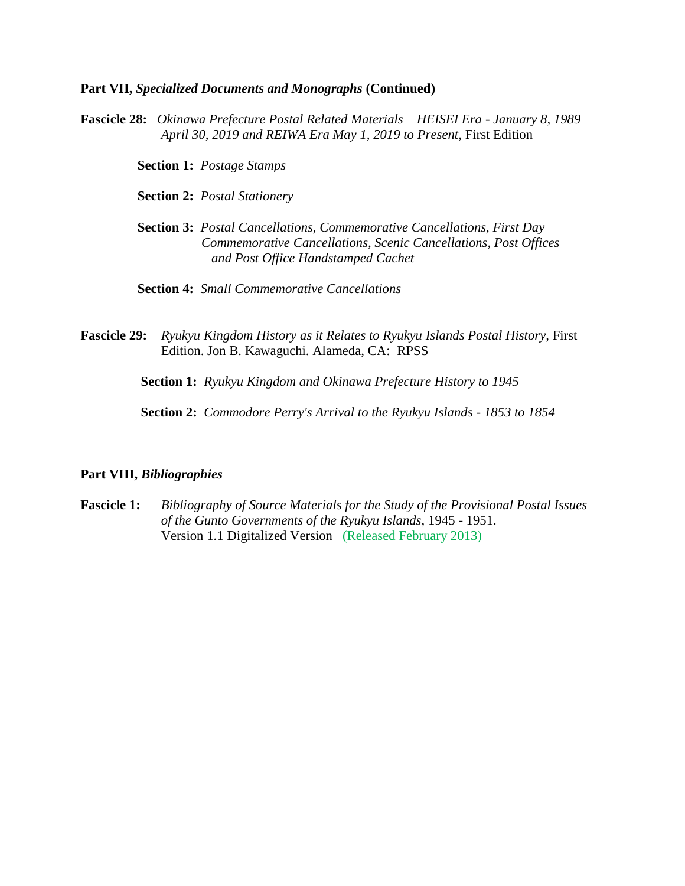**Part VII, *Specialized Documents and Monographs* (Continued)**

**Fascicle 28:** *Okinawa Prefecture Postal Related Materials – HEISEI Era - January 8, 1989 – April 30, 2019 and REIWA Era May 1, 2019 to Present,* First Edition

- **Section 1:** *Postage Stamps*
- **Section 2:** *Postal Stationery*
- **Section 3:** *Postal Cancellations, Commemorative Cancellations, First Day Commemorative Cancellations, Scenic Cancellations, Post Offices and Post Office Handstamped Cachet*
- **Section 4:** *Small Commemorative Cancellations*

**Fascicle 29:** *Ryukyu Kingdom History as it Relates to Ryukyu Islands Postal History,* First Edition. Jon B. Kawaguchi. Alameda, CA: RPSS

- **Section 1:** *Ryukyu Kingdom and Okinawa Prefecture History to 1945*
- **Section 2:** *Commodore Perry's Arrival to the Ryukyu Islands - 1853 to 1854*

**Part VIII, *Bibliographies***

**Fascicle 1:** *Bibliography of Source Materials for the Study of the Provisional Postal Issues of the Gunto Governments of the Ryukyu Islands,* 1945 - 1951. Version 1.1 Digitalized Version (Released February 2013)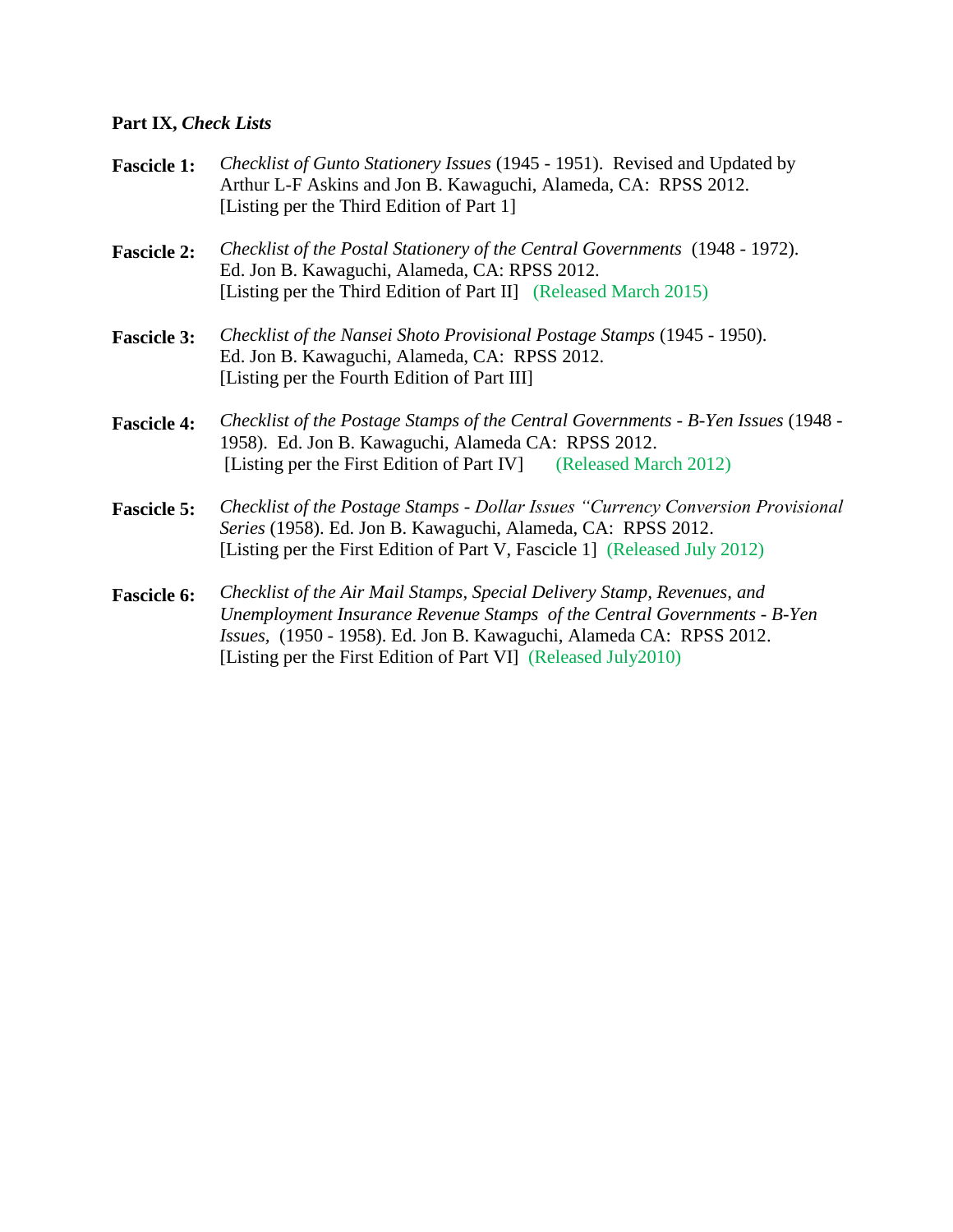**Part IX, *Check Lists***

**Fascicle 1:** *Checklist of Gunto Stationery Issues* (1945 - 1951). Revised and Updated by Arthur L-F Askins and Jon B. Kawaguchi, Alameda, CA: RPSS 2012. [Listing per the Third Edition of Part 1]

**Fascicle 2:** *Checklist of the Postal Stationery of the Central Governments* (1948 - 1972). Ed. Jon B. Kawaguchi, Alameda, CA: RPSS 2012. [Listing per the Third Edition of Part II] (Released March 2015)

**Fascicle 3:** *Checklist of the Nansei Shoto Provisional Postage Stamps* (1945 - 1950). Ed. Jon B. Kawaguchi, Alameda, CA: RPSS 2012. [Listing per the Fourth Edition of Part III]

**Fascicle 4:** *Checklist of the Postage Stamps of the Central Governments - B-Yen Issues* (1948 - 1958). Ed. Jon B. Kawaguchi, Alameda CA: RPSS 2012. [Listing per the First Edition of Part IV] (Released March 2012)

**Fascicle 5:** *Checklist of the Postage Stamps - Dollar Issues "Currency Conversion Provisional Series* (1958). Ed. Jon B. Kawaguchi, Alameda, CA: RPSS 2012. [Listing per the First Edition of Part V, Fascicle 1] (Released July 2012)

**Fascicle 6:** *Checklist of the Air Mail Stamps, Special Delivery Stamp, Revenues, and Unemployment Insurance Revenue Stamps of the Central Governments - B-Yen Issues*, (1950 - 1958). Ed. Jon B. Kawaguchi, Alameda CA: RPSS 2012. [Listing per the First Edition of Part VI] (Released July2010)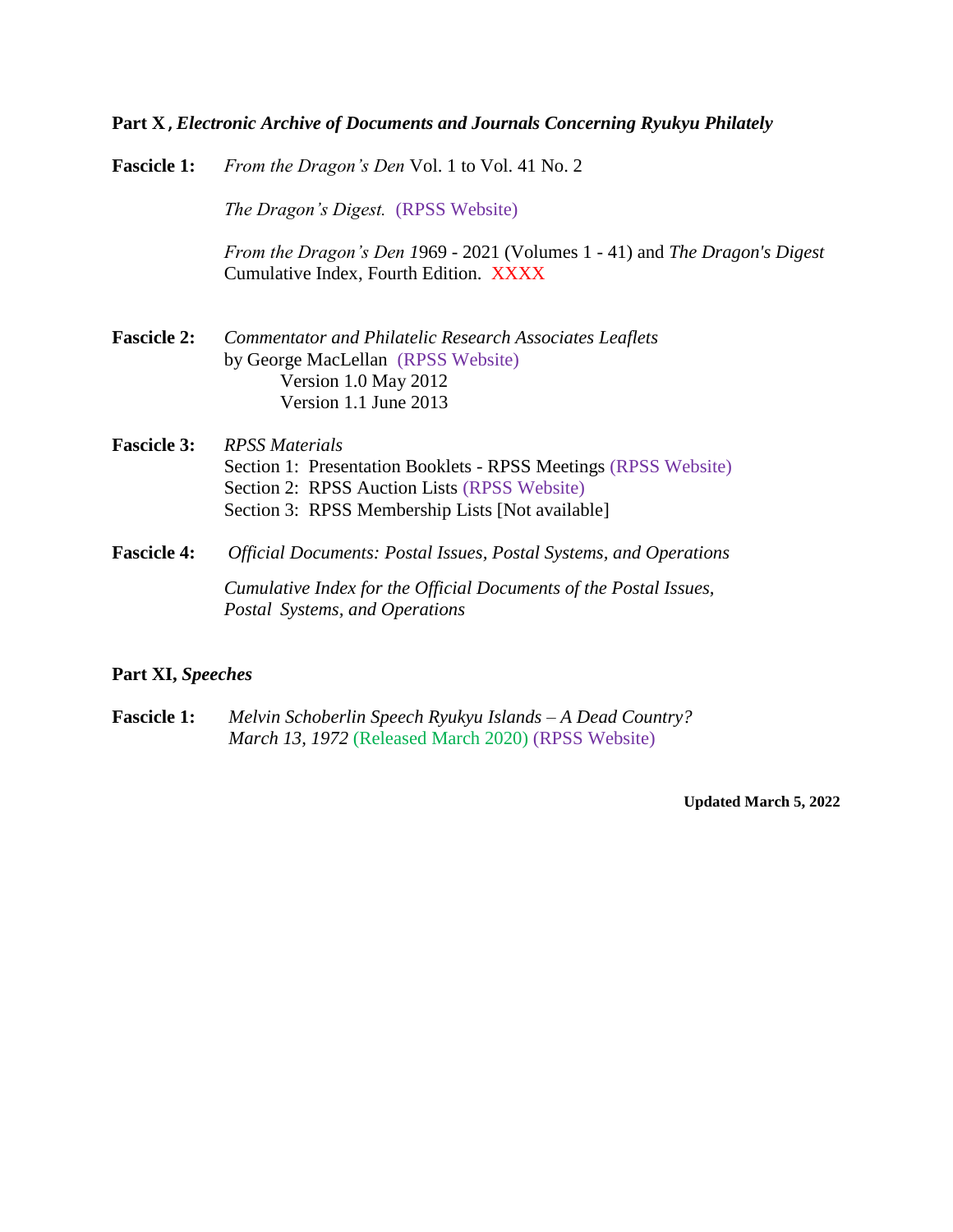**Part X, *Electronic Archive of Documents and Journals Concerning Ryukyu Philately***

**Fascicle 1:** *From the Dragon's Den* Vol. 1 to Vol. 41 No. 2

*The Dragon's Digest.* (RPSS Website)

*From the Dragon's Den 1*969 - 2021 (Volumes 1 - 41) and *The Dragon's Digest* Cumulative Index, Fourth Edition. XXXX

**Fascicle 2:** *Commentator and Philatelic Research Associates Leaflets* by George MacLellan (RPSS Website)
Version 1.0 May 2012
Version 1.1 June 2013

**Fascicle 3:** *RPSS Materials*
Section 1: Presentation Booklets - RPSS Meetings (RPSS Website)
Section 2: RPSS Auction Lists (RPSS Website)
Section 3: RPSS Membership Lists [Not available]

**Fascicle 4:** *Official Documents: Postal Issues, Postal Systems, and Operations*

*Cumulative Index for the Official Documents of the Postal Issues, Postal Systems, and Operations*

**Part XI, *Speeches***

**Fascicle 1:** *Melvin Schoberlin Speech Ryukyu Islands – A Dead Country? March 13, 1972* (Released March 2020) (RPSS Website)

**Updated March 5, 2022**